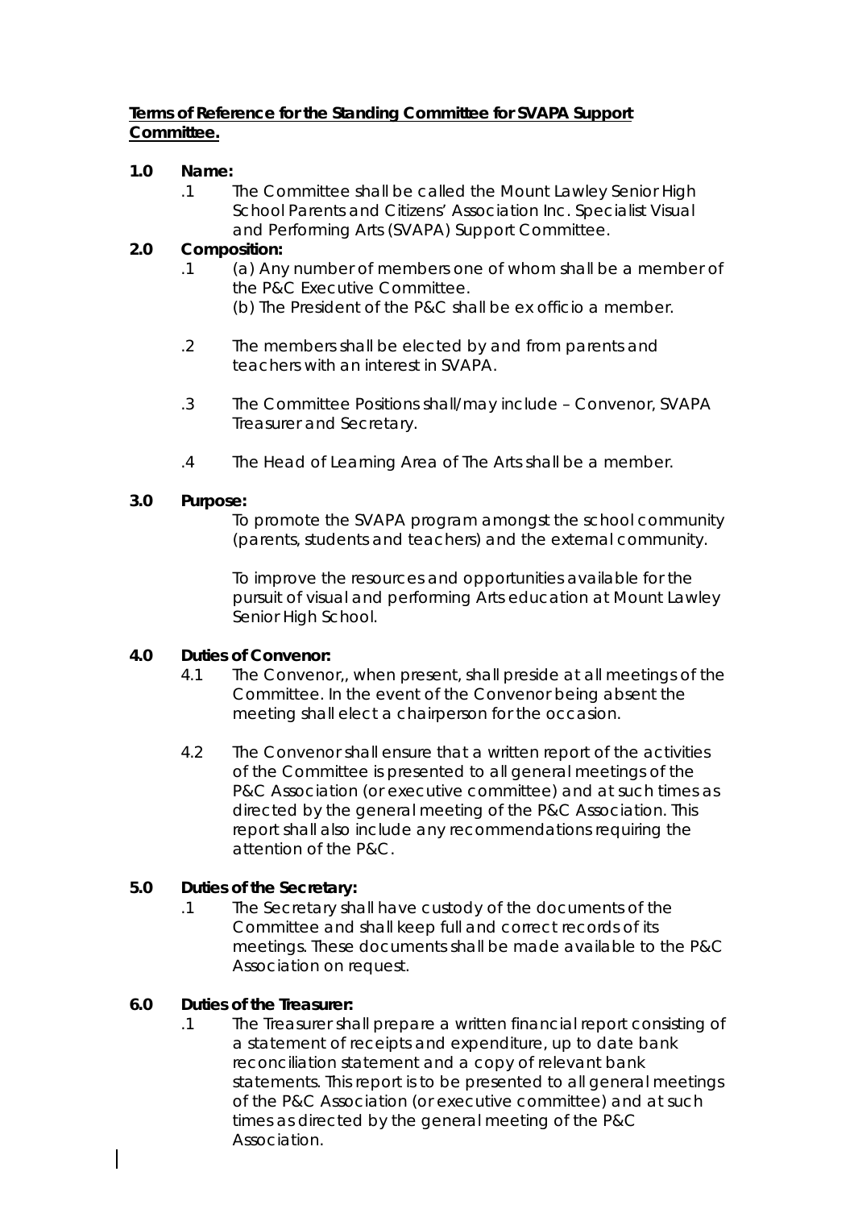**Terms of Reference for the Standing Committee for SVAPA Support Committee.**

**1.0 Name:**

.1 The Committee shall be called the Mount Lawley Senior High School Parents and Citizens' Association Inc. Specialist Visual and Performing Arts (SVAPA) Support Committee.

**2.0 Composition:**

.1 (a) Any number of members one of whom shall be a member of the P&C Executive Committee.
(b) The President of the P&C shall be ex officio a member.

.2 The members shall be elected by and from parents and teachers with an interest in SVAPA.

.3 The Committee Positions shall/may include – Convenor, SVAPA Treasurer and Secretary.

.4 The Head of Learning Area of The Arts shall be a member.

**3.0 Purpose:**

To promote the SVAPA program amongst the school community (parents, students and teachers) and the external community.

To improve the resources and opportunities available for the pursuit of visual and performing Arts education at Mount Lawley Senior High School.

**4.0 Duties of Convenor:**

4.1 The Convenor,, when present, shall preside at all meetings of the Committee. In the event of the Convenor being absent the meeting shall elect a chairperson for the occasion.

4.2 The Convenor shall ensure that a written report of the activities of the Committee is presented to all general meetings of the P&C Association (or executive committee) and at such times as directed by the general meeting of the P&C Association. This report shall also include any recommendations requiring the attention of the P&C.

**5.0 Duties of the Secretary:**

.1 The Secretary shall have custody of the documents of the Committee and shall keep full and correct records of its meetings. These documents shall be made available to the P&C Association on request.

**6.0 Duties of the Treasurer:**

.1 The Treasurer shall prepare a written financial report consisting of a statement of receipts and expenditure, up to date bank reconciliation statement and a copy of relevant bank statements. This report is to be presented to all general meetings of the P&C Association (or executive committee) and at such times as directed by the general meeting of the P&C Association.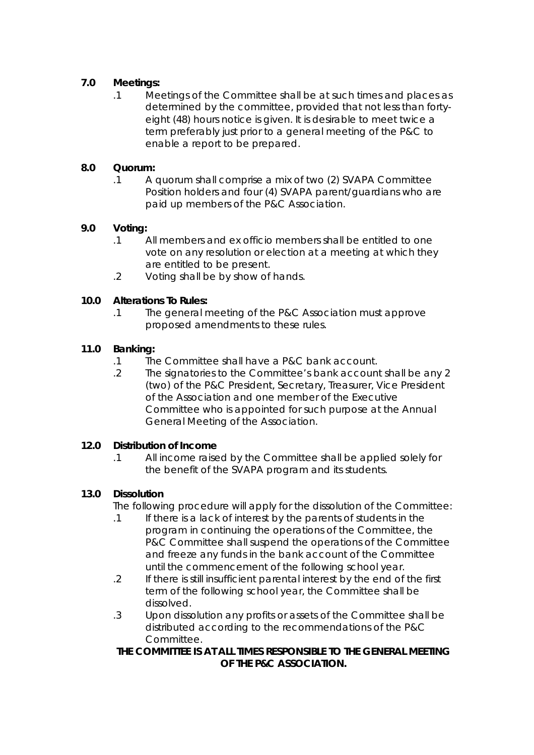**7.0 Meetings:**

.1 Meetings of the Committee shall be at such times and places as determined by the committee, provided that not less than forty-eight (48) hours notice is given. It is desirable to meet twice a term preferably just prior to a general meeting of the P&C to enable a report to be prepared.

**8.0 Quorum:**

.1 A quorum shall comprise a mix of two (2) SVAPA Committee Position holders and four (4) SVAPA parent/guardians who are paid up members of the P&C Association.

**9.0 Voting:**

.1 All members and ex officio members shall be entitled to one vote on any resolution or election at a meeting at which they are entitled to be present.

.2 Voting shall be by show of hands.

**10.0 Alterations To Rules:**

.1 The general meeting of the P&C Association must approve proposed amendments to these rules.

**11.0 Banking:**

.1 The Committee shall have a P&C bank account.

.2 The signatories to the Committee's bank account shall be any 2 (two) of the P&C President, Secretary, Treasurer, Vice President of the Association and one member of the Executive Committee who is appointed for such purpose at the Annual General Meeting of the Association.

**12.0 Distribution of Income**

.1 All income raised by the Committee shall be applied solely for the benefit of the SVAPA program and its students.

**13.0 Dissolution**

The following procedure will apply for the dissolution of the Committee:

.1 If there is a lack of interest by the parents of students in the program in continuing the operations of the Committee, the P&C Committee shall suspend the operations of the Committee and freeze any funds in the bank account of the Committee until the commencement of the following school year.

.2 If there is still insufficient parental interest by the end of the first term of the following school year, the Committee shall be dissolved.

.3 Upon dissolution any profits or assets of the Committee shall be distributed according to the recommendations of the P&C Committee.

**THE COMMITTEE IS AT ALL TIMES RESPONSIBLE TO THE GENERAL MEETING OF THE P&C ASSOCIATION.**